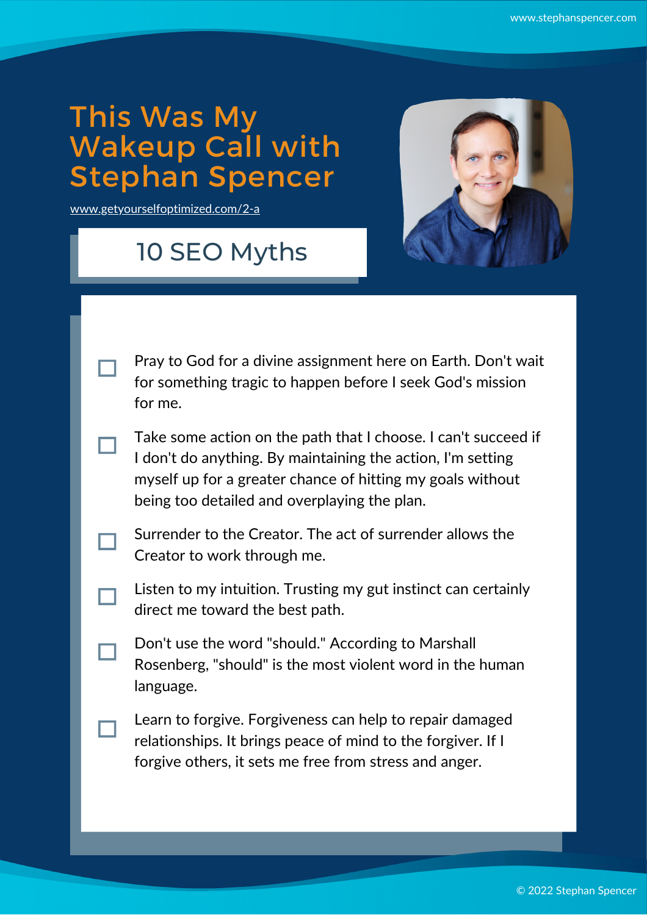# This Was My Wakeup Call with Stephan Spencer

www.getyourselfoptimized.com/2-a

## 10 SEO Myths

- [ ] Pray to God for a divine assignment here on Earth. Don't wait for something tragic to happen before I seek God's mission for me.
- [ ] Take some action on the path that I choose. I can't succeed if I don't do anything. By maintaining the action, I'm setting myself up for a greater chance of hitting my goals without being too detailed and overplaying the plan.
- [ ] Surrender to the Creator. The act of surrender allows the Creator to work through me.
- [ ] Listen to my intuition. Trusting my gut instinct can certainly direct me toward the best path.
- [ ] Don't use the word "should." According to Marshall Rosenberg, "should" is the most violent word in the human language.
- [ ] Learn to forgive. Forgiveness can help to repair damaged relationships. It brings peace of mind to the forgiver. If I forgive others, it sets me free from stress and anger.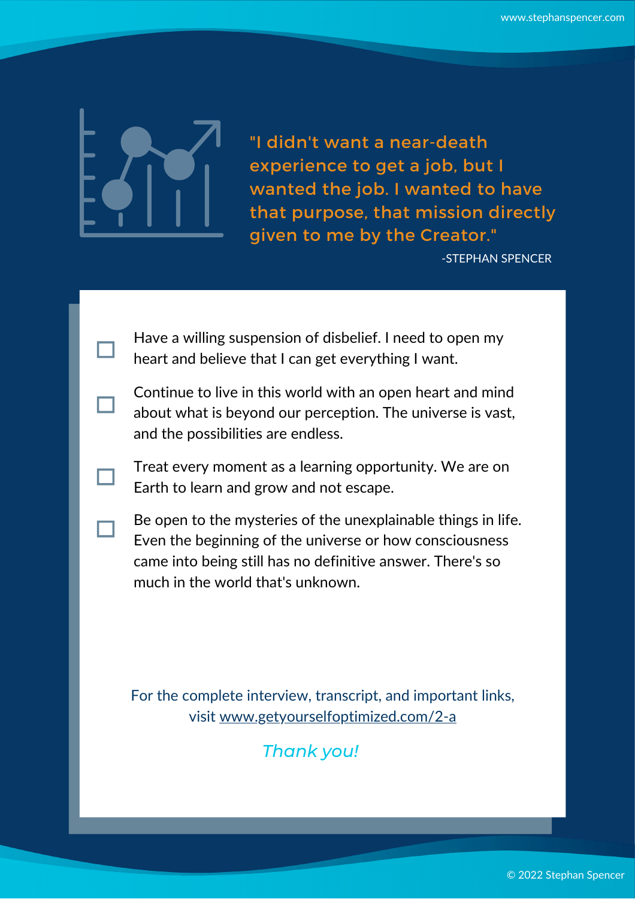> "I didn't want a near-death experience to get a job, but I wanted the job. I wanted to have that purpose, that mission directly given to me by the Creator."
>
> -STEPHAN SPENCER

- [ ] Have a willing suspension of disbelief. I need to open my heart and believe that I can get everything I want.
- [ ] Continue to live in this world with an open heart and mind about what is beyond our perception. The universe is vast, and the possibilities are endless.
- [ ] Treat every moment as a learning opportunity. We are on Earth to learn and grow and not escape.
- [ ] Be open to the mysteries of the unexplainable things in life. Even the beginning of the universe or how consciousness came into being still has no definitive answer. There's so much in the world that's unknown.

For the complete interview, transcript, and important links, visit www.getyourselfoptimized.com/2-a

*Thank you!*